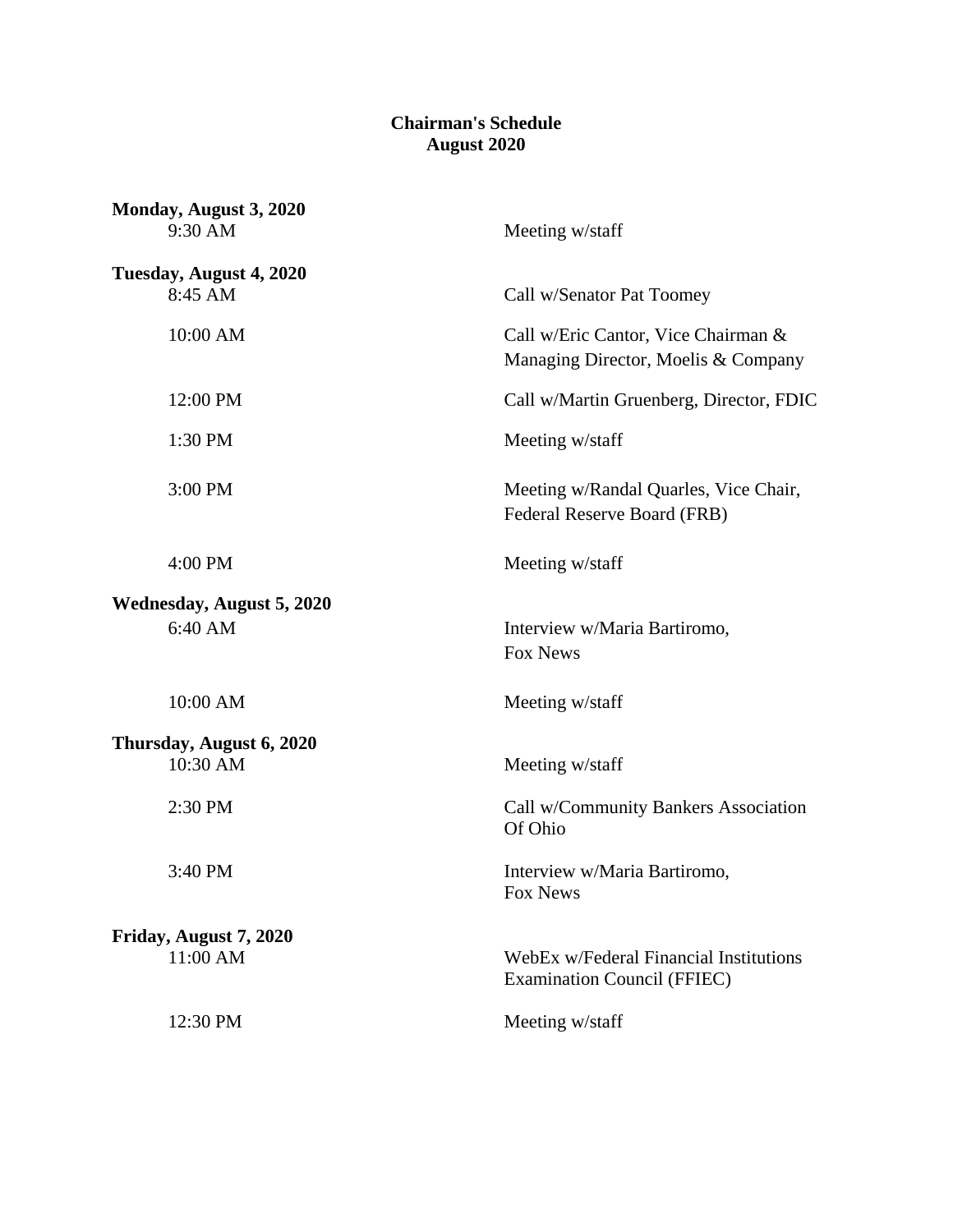# Chairman's Schedule
## August 2020

**Monday, August 3, 2020**

| | |
|---|---|
| 9:30 AM | Meeting w/staff |

**Tuesday, August 4, 2020**

| | |
|---|---|
| 8:45 AM | Call w/Senator Pat Toomey |
| 10:00 AM | Call w/Eric Cantor, Vice Chairman & Managing Director, Moelis & Company |
| 12:00 PM | Call w/Martin Gruenberg, Director, FDIC |
| 1:30 PM | Meeting w/staff |
| 3:00 PM | Meeting w/Randal Quarles, Vice Chair, Federal Reserve Board (FRB) |
| 4:00 PM | Meeting w/staff |

**Wednesday, August 5, 2020**

| | |
|---|---|
| 6:40 AM | Interview w/Maria Bartiromo, Fox News |
| 10:00 AM | Meeting w/staff |

**Thursday, August 6, 2020**

| | |
|---|---|
| 10:30 AM | Meeting w/staff |
| 2:30 PM | Call w/Community Bankers Association Of Ohio |
| 3:40 PM | Interview w/Maria Bartiromo, Fox News |

**Friday, August 7, 2020**

| | |
|---|---|
| 11:00 AM | WebEx w/Federal Financial Institutions Examination Council (FFIEC) |
| 12:30 PM | Meeting w/staff |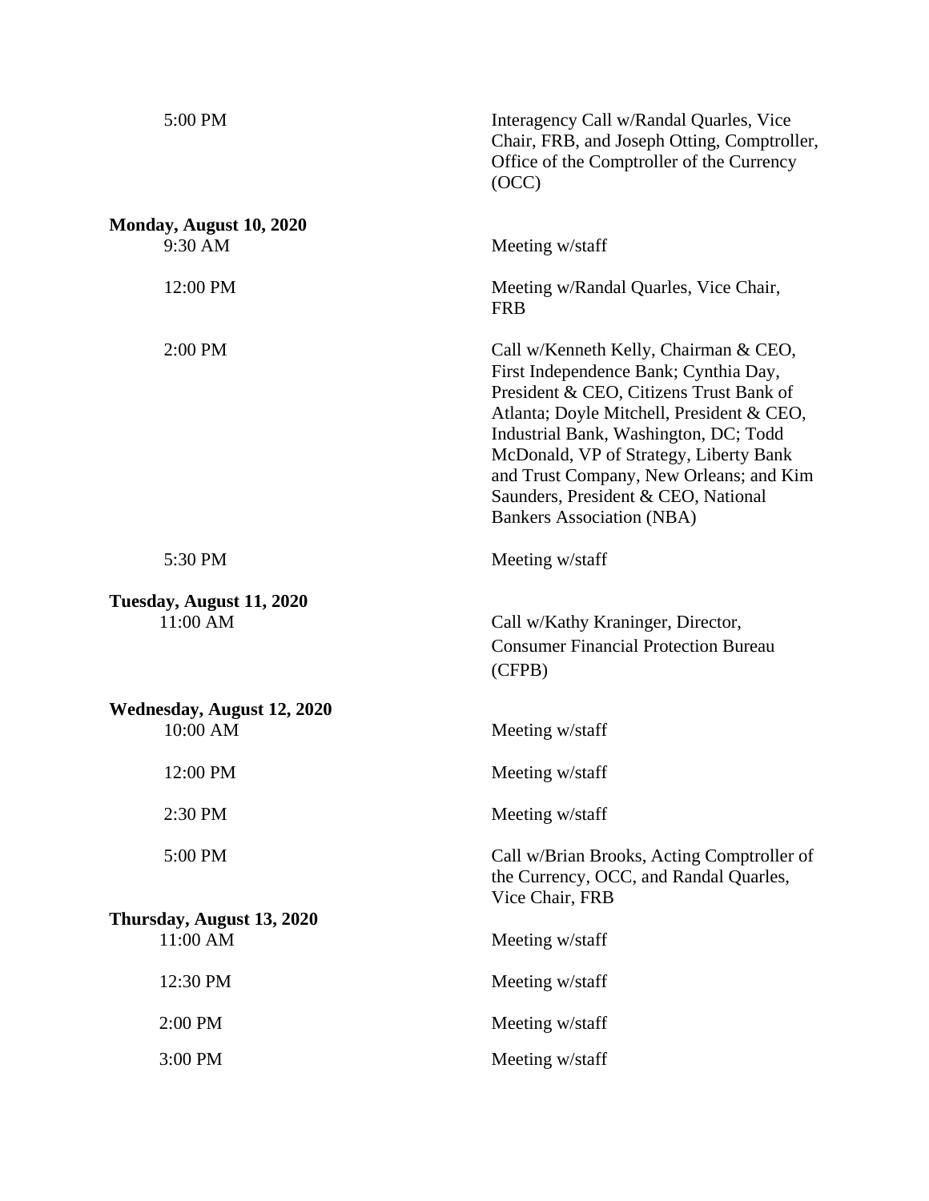| | |
|---|---|
| 5:00 PM | Interagency Call w/Randal Quarles, Vice Chair, FRB, and Joseph Otting, Comptroller, Office of the Comptroller of the Currency (OCC) |

**Monday, August 10, 2020**

| | |
|---|---|
| 9:30 AM | Meeting w/staff |
| 12:00 PM | Meeting w/Randal Quarles, Vice Chair, FRB |
| 2:00 PM | Call w/Kenneth Kelly, Chairman & CEO, First Independence Bank; Cynthia Day, President & CEO, Citizens Trust Bank of Atlanta; Doyle Mitchell, President & CEO, Industrial Bank, Washington, DC; Todd McDonald, VP of Strategy, Liberty Bank and Trust Company, New Orleans; and Kim Saunders, President & CEO, National Bankers Association (NBA) |
| 5:30 PM | Meeting w/staff |

**Tuesday, August 11, 2020**

| | |
|---|---|
| 11:00 AM | Call w/Kathy Kraninger, Director, Consumer Financial Protection Bureau (CFPB) |

**Wednesday, August 12, 2020**

| | |
|---|---|
| 10:00 AM | Meeting w/staff |
| 12:00 PM | Meeting w/staff |
| 2:30 PM | Meeting w/staff |
| 5:00 PM | Call w/Brian Brooks, Acting Comptroller of the Currency, OCC, and Randal Quarles, Vice Chair, FRB |

**Thursday, August 13, 2020**

| | |
|---|---|
| 11:00 AM | Meeting w/staff |
| 12:30 PM | Meeting w/staff |
| 2:00 PM | Meeting w/staff |
| 3:00 PM | Meeting w/staff |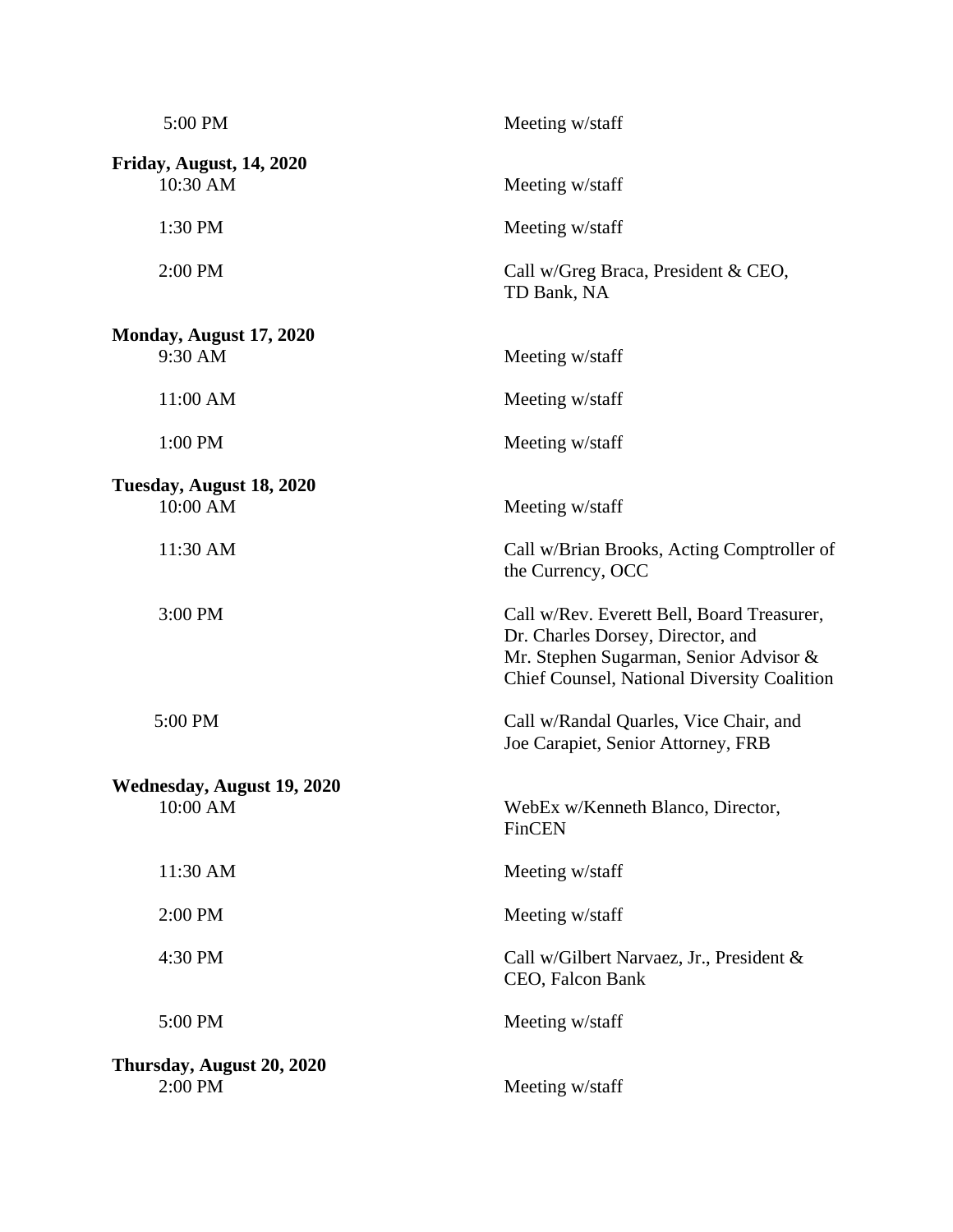| | |
|---|---|
| 5:00 PM | Meeting w/staff |
| **Friday, August, 14, 2020** | |
| 10:30 AM | Meeting w/staff |
| 1:30 PM | Meeting w/staff |
| 2:00 PM | Call w/Greg Braca, President & CEO, TD Bank, NA |
| **Monday, August 17, 2020** | |
| 9:30 AM | Meeting w/staff |
| 11:00 AM | Meeting w/staff |
| 1:00 PM | Meeting w/staff |
| **Tuesday, August 18, 2020** | |
| 10:00 AM | Meeting w/staff |
| 11:30 AM | Call w/Brian Brooks, Acting Comptroller of the Currency, OCC |
| 3:00 PM | Call w/Rev. Everett Bell, Board Treasurer, Dr. Charles Dorsey, Director, and Mr. Stephen Sugarman, Senior Advisor & Chief Counsel, National Diversity Coalition |
| 5:00 PM | Call w/Randal Quarles, Vice Chair, and Joe Carapiet, Senior Attorney, FRB |
| **Wednesday, August 19, 2020** | |
| 10:00 AM | WebEx w/Kenneth Blanco, Director, FinCEN |
| 11:30 AM | Meeting w/staff |
| 2:00 PM | Meeting w/staff |
| 4:30 PM | Call w/Gilbert Narvaez, Jr., President & CEO, Falcon Bank |
| 5:00 PM | Meeting w/staff |
| **Thursday, August 20, 2020** | |
| 2:00 PM | Meeting w/staff |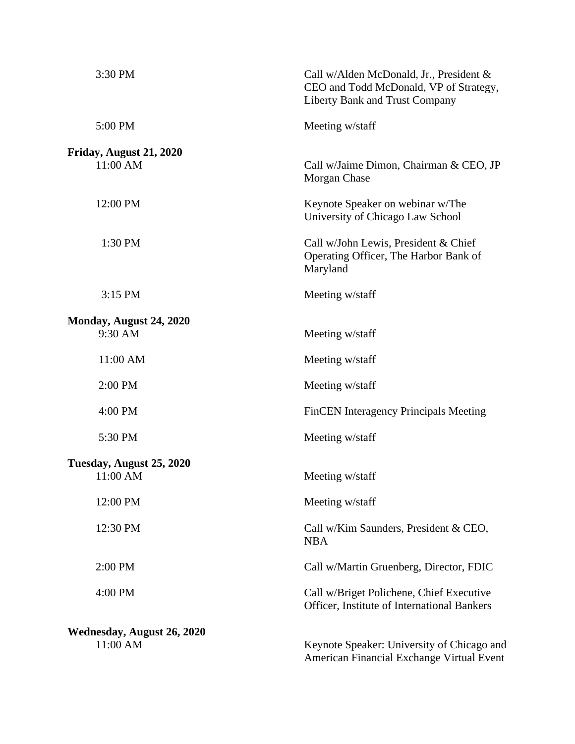| | |
|---|---|
| 3:30 PM | Call w/Alden McDonald, Jr., President & CEO and Todd McDonald, VP of Strategy, Liberty Bank and Trust Company |
| 5:00 PM | Meeting w/staff |

**Friday, August 21, 2020**

| | |
|---|---|
| 11:00 AM | Call w/Jaime Dimon, Chairman & CEO, JP Morgan Chase |
| 12:00 PM | Keynote Speaker on webinar w/The University of Chicago Law School |
| 1:30 PM | Call w/John Lewis, President & Chief Operating Officer, The Harbor Bank of Maryland |
| 3:15 PM | Meeting w/staff |

**Monday, August 24, 2020**

| | |
|---|---|
| 9:30 AM | Meeting w/staff |
| 11:00 AM | Meeting w/staff |
| 2:00 PM | Meeting w/staff |
| 4:00 PM | FinCEN Interagency Principals Meeting |
| 5:30 PM | Meeting w/staff |

**Tuesday, August 25, 2020**

| | |
|---|---|
| 11:00 AM | Meeting w/staff |
| 12:00 PM | Meeting w/staff |
| 12:30 PM | Call w/Kim Saunders, President & CEO, NBA |
| 2:00 PM | Call w/Martin Gruenberg, Director, FDIC |
| 4:00 PM | Call w/Briget Polichene, Chief Executive Officer, Institute of International Bankers |

**Wednesday, August 26, 2020**

| | |
|---|---|
| 11:00 AM | Keynote Speaker: University of Chicago and American Financial Exchange Virtual Event |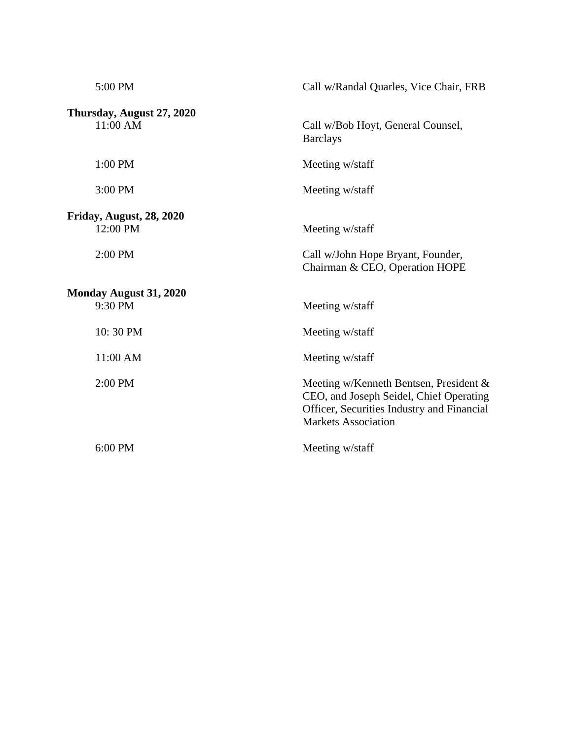| | |
|---|---|
| 5:00 PM | Call w/Randal Quarles, Vice Chair, FRB |
| **Thursday, August 27, 2020** | |
| 11:00 AM | Call w/Bob Hoyt, General Counsel, Barclays |
| 1:00 PM | Meeting w/staff |
| 3:00 PM | Meeting w/staff |
| **Friday, August, 28, 2020** | |
| 12:00 PM | Meeting w/staff |
| 2:00 PM | Call w/John Hope Bryant, Founder, Chairman & CEO, Operation HOPE |
| **Monday August 31, 2020** | |
| 9:30 PM | Meeting w/staff |
| 10: 30 PM | Meeting w/staff |
| 11:00 AM | Meeting w/staff |
| 2:00 PM | Meeting w/Kenneth Bentsen, President & CEO, and Joseph Seidel, Chief Operating Officer, Securities Industry and Financial Markets Association |
| 6:00 PM | Meeting w/staff |